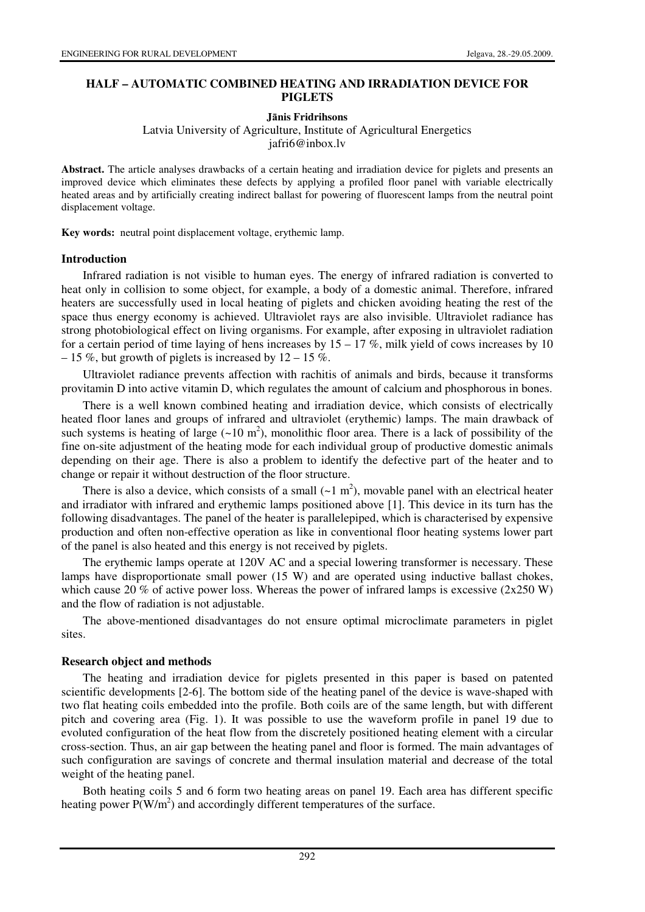# HALF – AUTOMATIC COMBINED HEATING AND IRRADIATION DEVICE FOR PIGLETS

**Jānis Fridrihsons**

Latvia University of Agriculture, Institute of Agricultural Energetics

jafri6@inbox.lv

**Abstract.** The article analyses drawbacks of a certain heating and irradiation device for piglets and presents an improved device which eliminates these defects by applying a profiled floor panel with variable electrically heated areas and by artificially creating indirect ballast for powering of fluorescent lamps from the neutral point displacement voltage.

**Key words:** neutral point displacement voltage, erythemic lamp.

## Introduction

Infrared radiation is not visible to human eyes. The energy of infrared radiation is converted to heat only in collision to some object, for example, a body of a domestic animal. Therefore, infrared heaters are successfully used in local heating of piglets and chicken avoiding heating the rest of the space thus energy economy is achieved. Ultraviolet rays are also invisible. Ultraviolet radiance has strong photobiological effect on living organisms. For example, after exposing in ultraviolet radiation for a certain period of time laying of hens increases by 15 – 17 %, milk yield of cows increases by 10 – 15 %, but growth of piglets is increased by 12 – 15 %.

Ultraviolet radiance prevents affection with rachitis of animals and birds, because it transforms provitamin D into active vitamin D, which regulates the amount of calcium and phosphorous in bones.

There is a well known combined heating and irradiation device, which consists of electrically heated floor lanes and groups of infrared and ultraviolet (erythemic) lamps. The main drawback of such systems is heating of large (~10 $m^2$), monolithic floor area. There is a lack of possibility of the fine on-site adjustment of the heating mode for each individual group of productive domestic animals depending on their age. There is also a problem to identify the defective part of the heater and to change or repair it without destruction of the floor structure.

There is also a device, which consists of a small (~1 $m^2$), movable panel with an electrical heater and irradiator with infrared and erythemic lamps positioned above [1]. This device in its turn has the following disadvantages. The panel of the heater is parallelepiped, which is characterised by expensive production and often non-effective operation as like in conventional floor heating systems lower part of the panel is also heated and this energy is not received by piglets.

The erythemic lamps operate at 120V AC and a special lowering transformer is necessary. These lamps have disproportionate small power (15 W) and are operated using inductive ballast chokes, which cause 20 % of active power loss. Whereas the power of infrared lamps is excessive (2x250 W) and the flow of radiation is not adjustable.

The above-mentioned disadvantages do not ensure optimal microclimate parameters in piglet sites.

## Research object and methods

The heating and irradiation device for piglets presented in this paper is based on patented scientific developments [2-6]. The bottom side of the heating panel of the device is wave-shaped with two flat heating coils embedded into the profile. Both coils are of the same length, but with different pitch and covering area (Fig. 1). It was possible to use the waveform profile in panel 19 due to evoluted configuration of the heat flow from the discretely positioned heating element with a circular cross-section. Thus, an air gap between the heating panel and floor is formed. The main advantages of such configuration are savings of concrete and thermal insulation material and decrease of the total weight of the heating panel.

Both heating coils 5 and 6 form two heating areas on panel 19. Each area has different specific heating power P(W/$m^2$) and accordingly different temperatures of the surface.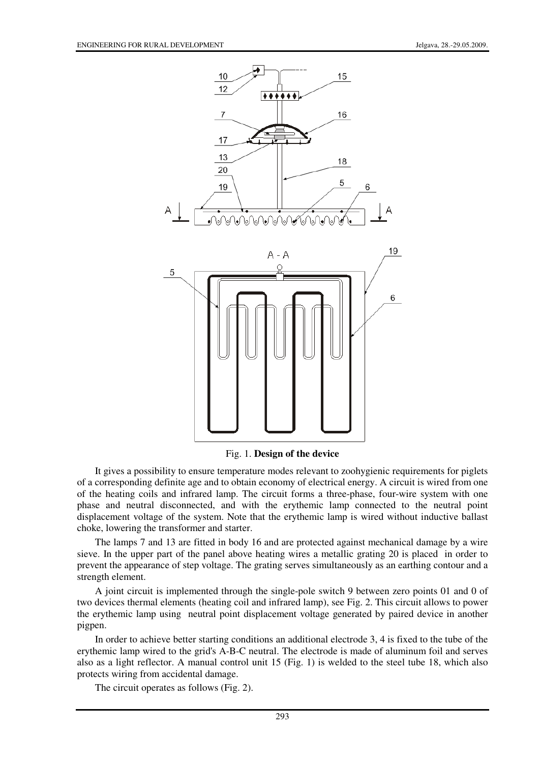Fig. 1. **Design of the device**

It gives a possibility to ensure temperature modes relevant to zoohygienic requirements for piglets of a corresponding definite age and to obtain economy of electrical energy. A circuit is wired from one of the heating coils and infrared lamp. The circuit forms a three-phase, four-wire system with one phase and neutral disconnected, and with the erythemic lamp connected to the neutral point displacement voltage of the system. Note that the erythemic lamp is wired without inductive ballast choke, lowering the transformer and starter.

The lamps 7 and 13 are fitted in body 16 and are protected against mechanical damage by a wire sieve. In the upper part of the panel above heating wires a metallic grating 20 is placed in order to prevent the appearance of step voltage. The grating serves simultaneously as an earthing contour and a strength element.

A joint circuit is implemented through the single-pole switch 9 between zero points 01 and 0 of two devices thermal elements (heating coil and infrared lamp), see Fig. 2. This circuit allows to power the erythemic lamp using neutral point displacement voltage generated by paired device in another pigpen.

In order to achieve better starting conditions an additional electrode 3, 4 is fixed to the tube of the erythemic lamp wired to the grid's A-B-C neutral. The electrode is made of aluminum foil and serves also as a light reflector. A manual control unit 15 (Fig. 1) is welded to the steel tube 18, which also protects wiring from accidental damage.

The circuit operates as follows (Fig. 2).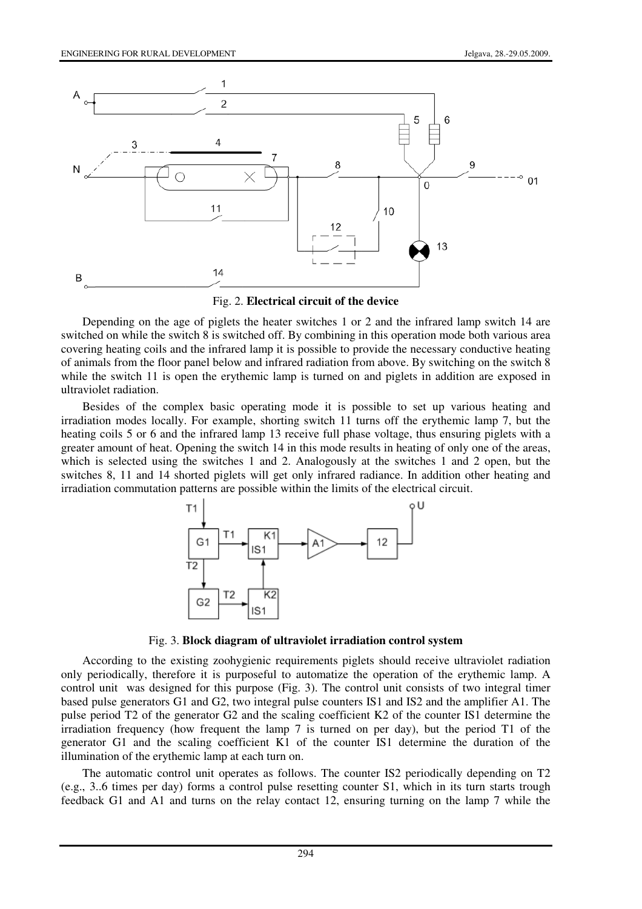Fig. 2. **Electrical circuit of the device**

Depending on the age of piglets the heater switches 1 or 2 and the infrared lamp switch 14 are switched on while the switch 8 is switched off. By combining in this operation mode both various area covering heating coils and the infrared lamp it is possible to provide the necessary conductive heating of animals from the floor panel below and infrared radiation from above. By switching on the switch 8 while the switch 11 is open the erythemic lamp is turned on and piglets in addition are exposed in ultraviolet radiation.

Besides of the complex basic operating mode it is possible to set up various heating and irradiation modes locally. For example, shorting switch 11 turns off the erythemic lamp 7, but the heating coils 5 or 6 and the infrared lamp 13 receive full phase voltage, thus ensuring piglets with a greater amount of heat. Opening the switch 14 in this mode results in heating of only one of the areas, which is selected using the switches 1 and 2. Analogously at the switches 1 and 2 open, but the switches 8, 11 and 14 shorted piglets will get only infrared radiance. In addition other heating and irradiation commutation patterns are possible within the limits of the electrical circuit.

Fig. 3. **Block diagram of ultraviolet irradiation control system**

According to the existing zoohygienic requirements piglets should receive ultraviolet radiation only periodically, therefore it is purposeful to automatize the operation of the erythemic lamp. A control unit was designed for this purpose (Fig. 3). The control unit consists of two integral timer based pulse generators G1 and G2, two integral pulse counters IS1 and IS2 and the amplifier A1. The pulse period T2 of the generator G2 and the scaling coefficient K2 of the counter IS1 determine the irradiation frequency (how frequent the lamp 7 is turned on per day), but the period T1 of the generator G1 and the scaling coefficient K1 of the counter IS1 determine the duration of the illumination of the erythemic lamp at each turn on.

The automatic control unit operates as follows. The counter IS2 periodically depending on T2 (e.g., 3..6 times per day) forms a control pulse resetting counter S1, which in its turn starts trough feedback G1 and A1 and turns on the relay contact 12, ensuring turning on the lamp 7 while the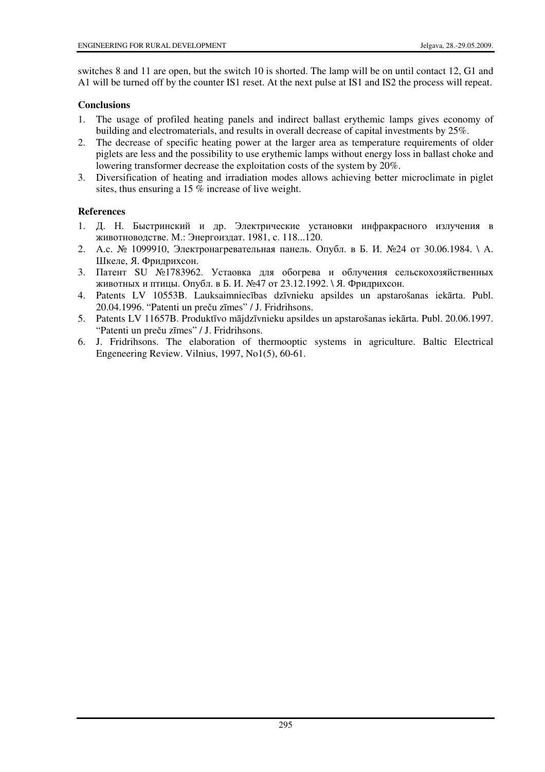switches 8 and 11 are open, but the switch 10 is shorted. The lamp will be on until contact 12, G1 and A1 will be turned off by the counter IS1 reset. At the next pulse at IS1 and IS2 the process will repeat.

## Conclusions

1. The usage of profiled heating panels and indirect ballast erythemic lamps gives economy of building and electromaterials, and results in overall decrease of capital investments by 25%.
2. The decrease of specific heating power at the larger area as temperature requirements of older piglets are less and the possibility to use erythemic lamps without energy loss in ballast choke and lowering transformer decrease the exploitation costs of the system by 20%.
3. Diversification of heating and irradiation modes allows achieving better microclimate in piglet sites, thus ensuring a 15 % increase of live weight.

## References

1. Д. Н. Быстринский и др. Электрические установки инфракрасного излучения в животноводстве. М.: Энергоиздат. 1981, с. 118...120.
2. А.с. № 1099910, Электронагревательная панель. Опубл. в Б. И. №24 от 30.06.1984. \ А. Шкеле, Я. Фридрихсон.
3. Патент SU №1783962. Устаовка для обогрева и облучения сельскохозяйственных животных и птицы. Опубл. в Б. И. №47 от 23.12.1992. \ Я. Фридрихсон.
4. Patents LV 10553B. Lauksaimniecības dzīvnieku apsildes un apstarošanas iekārta. Publ. 20.04.1996. "Patenti un preču zīmes" / J. Fridrihsons.
5. Patents LV 11657B. Produktīvo mājdzīvnieku apsildes un apstarošanas iekārta. Publ. 20.06.1997. "Patenti un preču zīmes" / J. Fridrihsons.
6. J. Fridrihsons. The elaboration of thermooptic systems in agriculture. Baltic Electrical Engeneering Review. Vilnius, 1997, No1(5), 60-61.